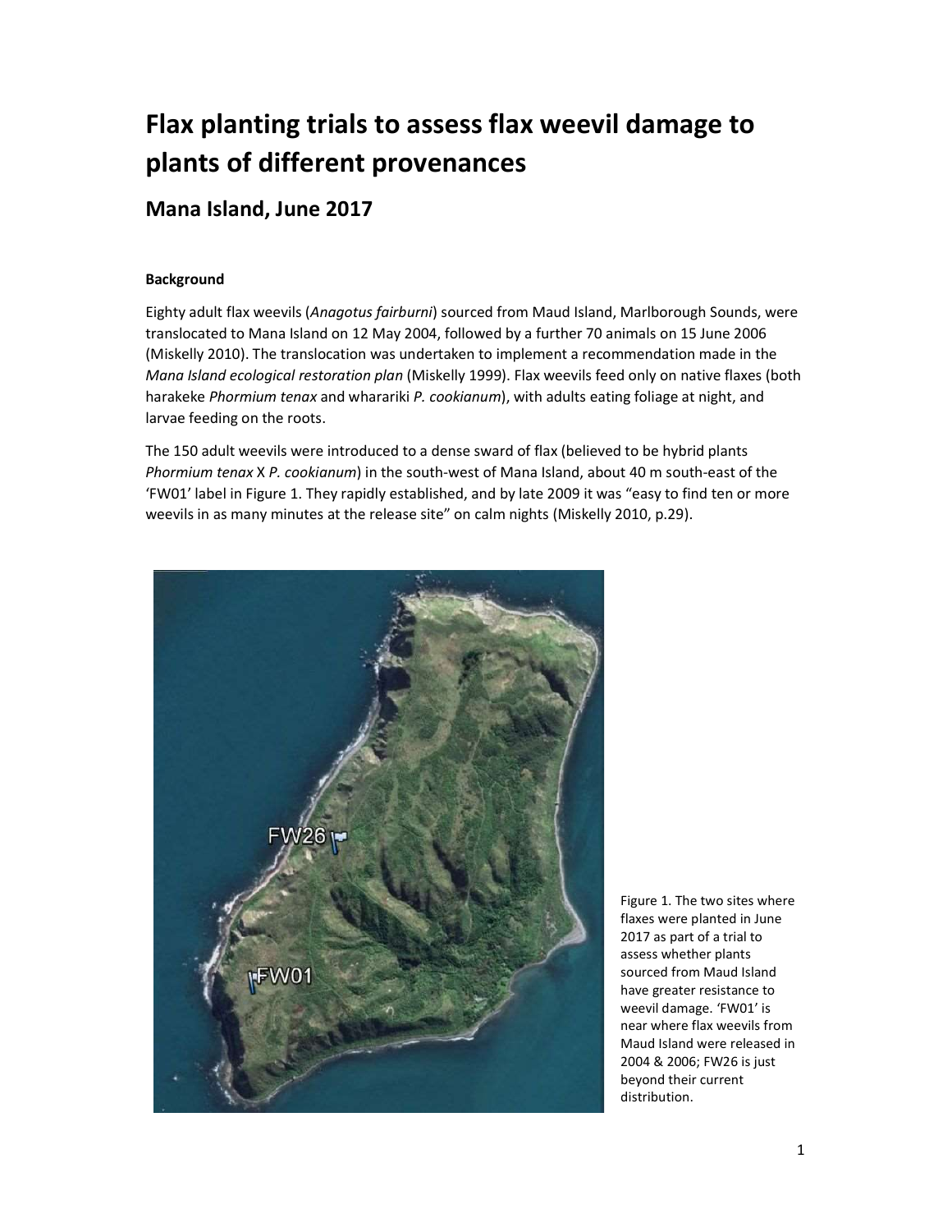# Flax planting trials to assess flax weevil damage to plants of different provenances

## Mana Island, June 2017

**Background**

Eighty adult flax weevils (*Anagotus fairburni*) sourced from Maud Island, Marlborough Sounds, were translocated to Mana Island on 12 May 2004, followed by a further 70 animals on 15 June 2006 (Miskelly 2010). The translocation was undertaken to implement a recommendation made in the *Mana Island ecological restoration plan* (Miskelly 1999). Flax weevils feed only on native flaxes (both harakeke *Phormium tenax* and wharariki *P. cookianum*), with adults eating foliage at night, and larvae feeding on the roots.

The 150 adult weevils were introduced to a dense sward of flax (believed to be hybrid plants *Phormium tenax* X *P. cookianum*) in the south-west of Mana Island, about 40 m south-east of the 'FW01' label in Figure 1. They rapidly established, and by late 2009 it was "easy to find ten or more weevils in as many minutes at the release site" on calm nights (Miskelly 2010, p.29).

Figure 1. The two sites where flaxes were planted in June 2017 as part of a trial to assess whether plants sourced from Maud Island have greater resistance to weevil damage. 'FW01' is near where flax weevils from Maud Island were released in 2004 & 2006; FW26 is just beyond their current distribution.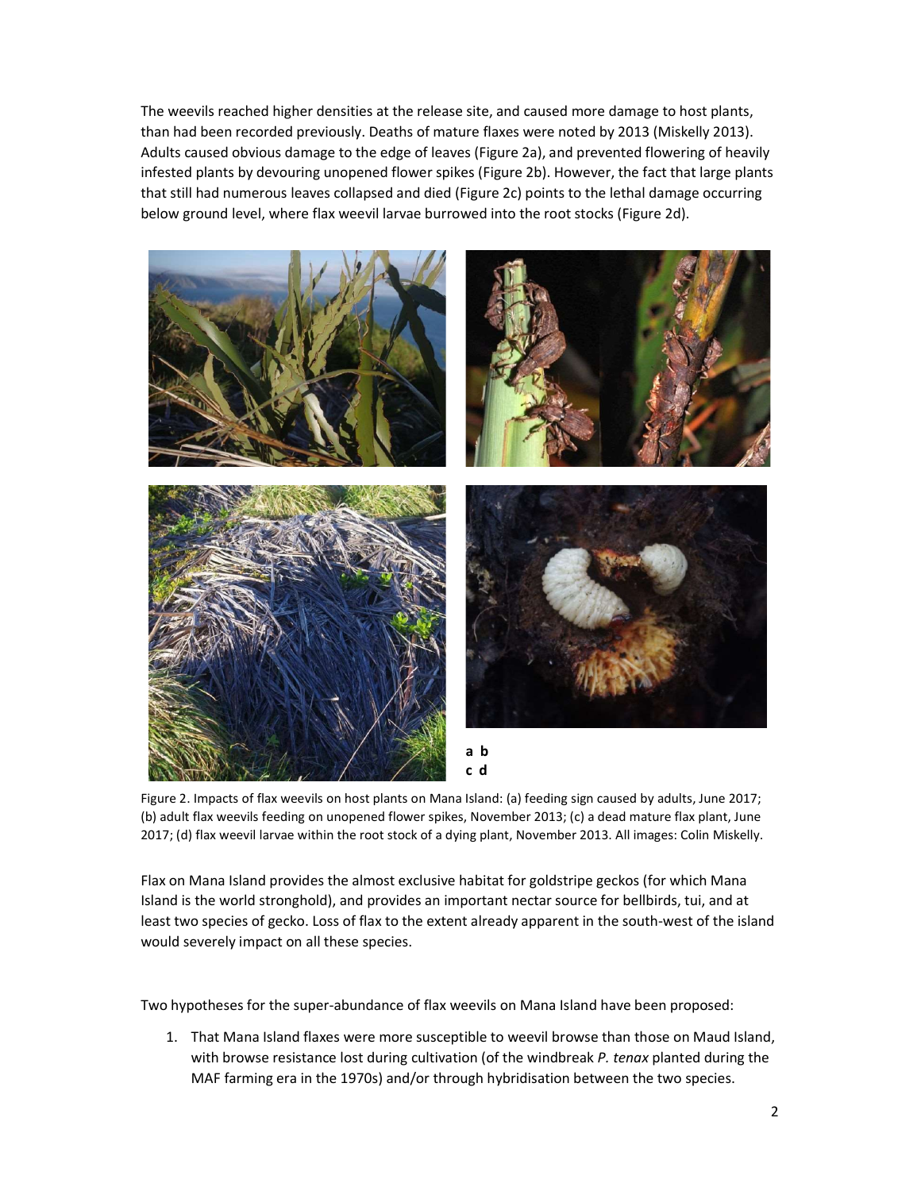The weevils reached higher densities at the release site, and caused more damage to host plants, than had been recorded previously. Deaths of mature flaxes were noted by 2013 (Miskelly 2013). Adults caused obvious damage to the edge of leaves (Figure 2a), and prevented flowering of heavily infested plants by devouring unopened flower spikes (Figure 2b). However, the fact that large plants that still had numerous leaves collapsed and died (Figure 2c) points to the lethal damage occurring below ground level, where flax weevil larvae burrowed into the root stocks (Figure 2d).

**a b**
**c d**

Figure 2. Impacts of flax weevils on host plants on Mana Island: (a) feeding sign caused by adults, June 2017; (b) adult flax weevils feeding on unopened flower spikes, November 2013; (c) a dead mature flax plant, June 2017; (d) flax weevil larvae within the root stock of a dying plant, November 2013. All images: Colin Miskelly.

Flax on Mana Island provides the almost exclusive habitat for goldstripe geckos (for which Mana Island is the world stronghold), and provides an important nectar source for bellbirds, tui, and at least two species of gecko. Loss of flax to the extent already apparent in the south-west of the island would severely impact on all these species.

Two hypotheses for the super-abundance of flax weevils on Mana Island have been proposed:

1. That Mana Island flaxes were more susceptible to weevil browse than those on Maud Island, with browse resistance lost during cultivation (of the windbreak *P. tenax* planted during the MAF farming era in the 1970s) and/or through hybridisation between the two species.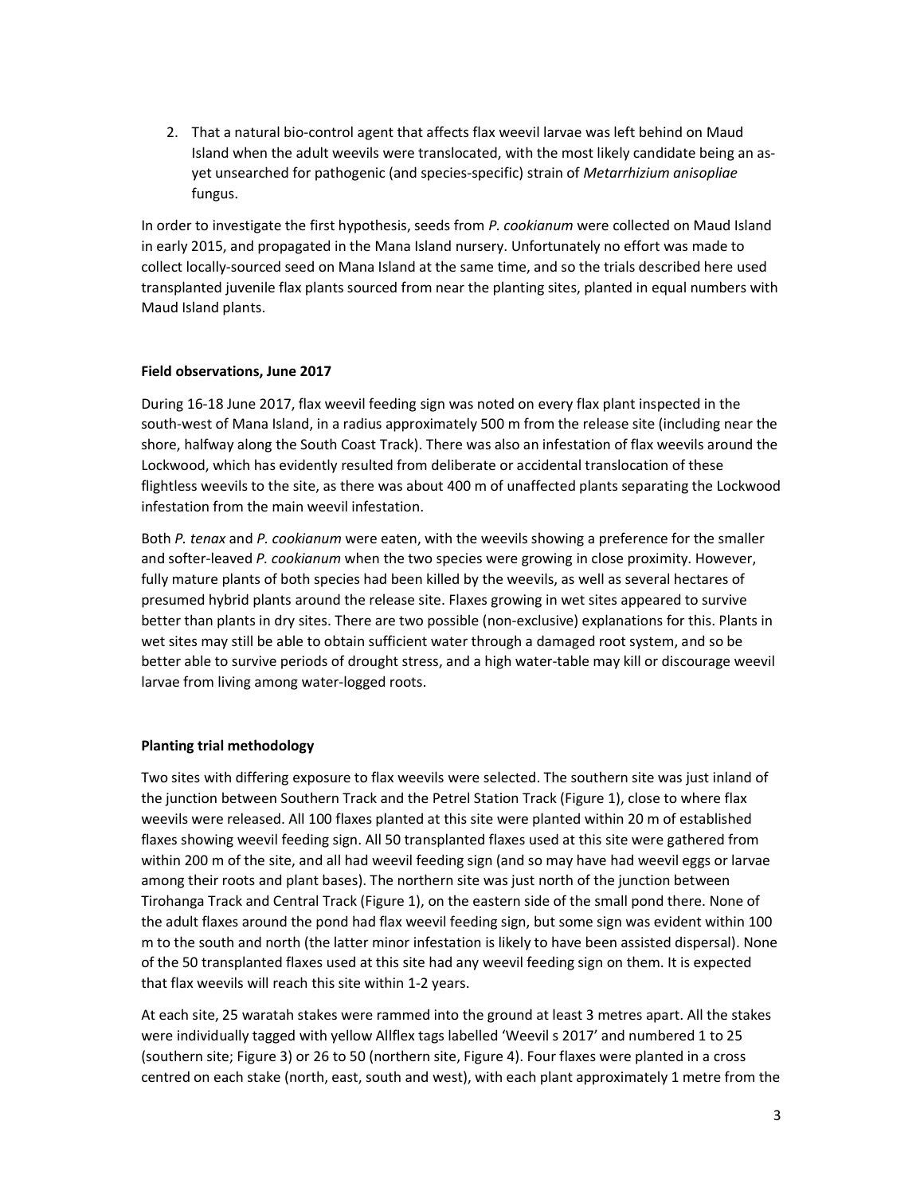2. That a natural bio-control agent that affects flax weevil larvae was left behind on Maud Island when the adult weevils were translocated, with the most likely candidate being an as-yet unsearched for pathogenic (and species-specific) strain of *Metarrhizium anisopliae* fungus.

In order to investigate the first hypothesis, seeds from *P. cookianum* were collected on Maud Island in early 2015, and propagated in the Mana Island nursery. Unfortunately no effort was made to collect locally-sourced seed on Mana Island at the same time, and so the trials described here used transplanted juvenile flax plants sourced from near the planting sites, planted in equal numbers with Maud Island plants.

**Field observations, June 2017**

During 16-18 June 2017, flax weevil feeding sign was noted on every flax plant inspected in the south-west of Mana Island, in a radius approximately 500 m from the release site (including near the shore, halfway along the South Coast Track). There was also an infestation of flax weevils around the Lockwood, which has evidently resulted from deliberate or accidental translocation of these flightless weevils to the site, as there was about 400 m of unaffected plants separating the Lockwood infestation from the main weevil infestation.

Both *P. tenax* and *P. cookianum* were eaten, with the weevils showing a preference for the smaller and softer-leaved *P. cookianum* when the two species were growing in close proximity. However, fully mature plants of both species had been killed by the weevils, as well as several hectares of presumed hybrid plants around the release site. Flaxes growing in wet sites appeared to survive better than plants in dry sites. There are two possible (non-exclusive) explanations for this. Plants in wet sites may still be able to obtain sufficient water through a damaged root system, and so be better able to survive periods of drought stress, and a high water-table may kill or discourage weevil larvae from living among water-logged roots.

**Planting trial methodology**

Two sites with differing exposure to flax weevils were selected. The southern site was just inland of the junction between Southern Track and the Petrel Station Track (Figure 1), close to where flax weevils were released. All 100 flaxes planted at this site were planted within 20 m of established flaxes showing weevil feeding sign. All 50 transplanted flaxes used at this site were gathered from within 200 m of the site, and all had weevil feeding sign (and so may have had weevil eggs or larvae among their roots and plant bases). The northern site was just north of the junction between Tirohanga Track and Central Track (Figure 1), on the eastern side of the small pond there. None of the adult flaxes around the pond had flax weevil feeding sign, but some sign was evident within 100 m to the south and north (the latter minor infestation is likely to have been assisted dispersal). None of the 50 transplanted flaxes used at this site had any weevil feeding sign on them. It is expected that flax weevils will reach this site within 1-2 years.

At each site, 25 waratah stakes were rammed into the ground at least 3 metres apart. All the stakes were individually tagged with yellow Allflex tags labelled 'Weevil s 2017' and numbered 1 to 25 (southern site; Figure 3) or 26 to 50 (northern site, Figure 4). Four flaxes were planted in a cross centred on each stake (north, east, south and west), with each plant approximately 1 metre from the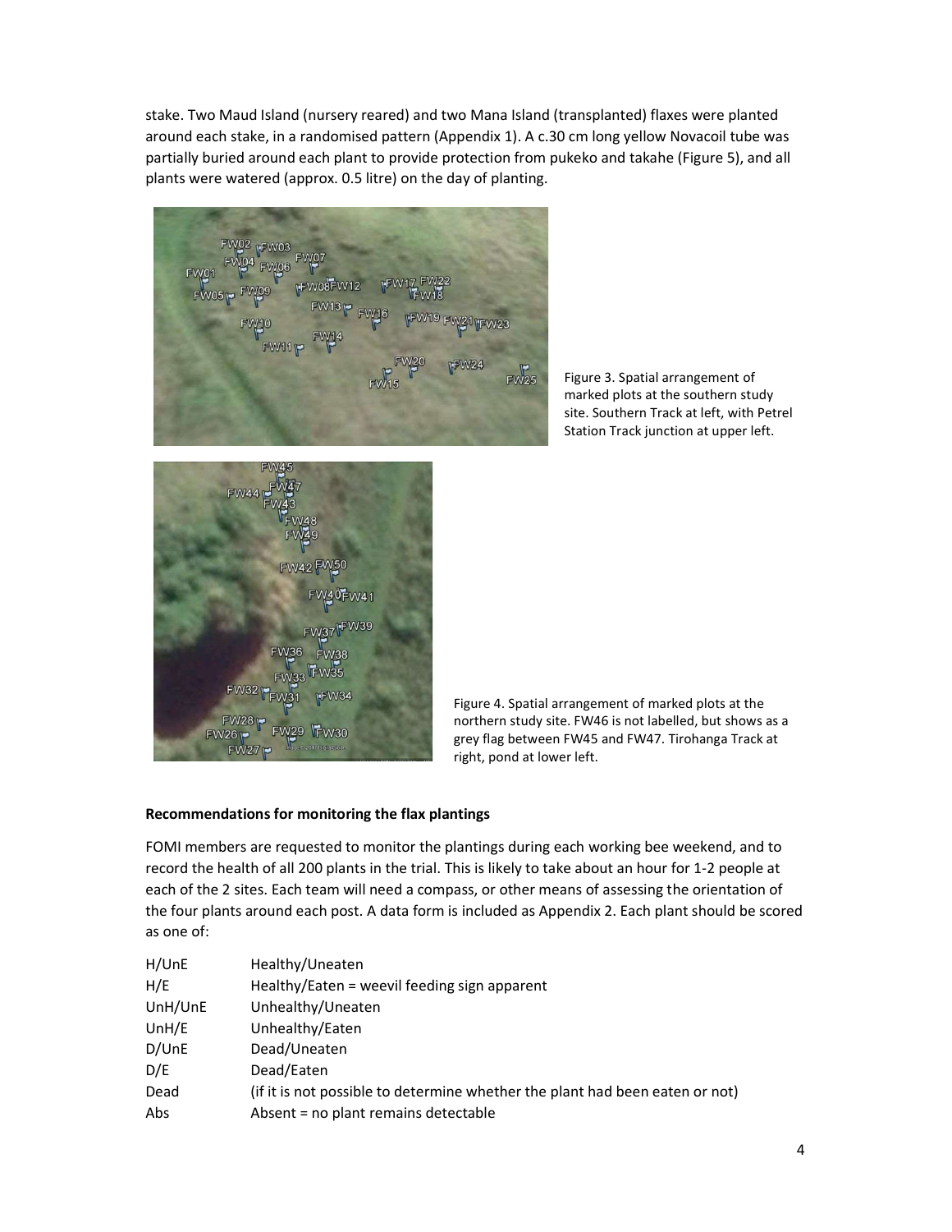stake. Two Maud Island (nursery reared) and two Mana Island (transplanted) flaxes were planted around each stake, in a randomised pattern (Appendix 1). A c.30 cm long yellow Novacoil tube was partially buried around each plant to provide protection from pukeko and takahe (Figure 5), and all plants were watered (approx. 0.5 litre) on the day of planting.

Figure 3. Spatial arrangement of marked plots at the southern study site. Southern Track at left, with Petrel Station Track junction at upper left.

Figure 4. Spatial arrangement of marked plots at the northern study site. FW46 is not labelled, but shows as a grey flag between FW45 and FW47. Tirohanga Track at right, pond at lower left.

**Recommendations for monitoring the flax plantings**

FOMI members are requested to monitor the plantings during each working bee weekend, and to record the health of all 200 plants in the trial. This is likely to take about an hour for 1-2 people at each of the 2 sites. Each team will need a compass, or other means of assessing the orientation of the four plants around each post. A data form is included as Appendix 2. Each plant should be scored as one of:

| | |
|---|---|
| H/UnE | Healthy/Uneaten |
| H/E | Healthy/Eaten = weevil feeding sign apparent |
| UnH/UnE | Unhealthy/Uneaten |
| UnH/E | Unhealthy/Eaten |
| D/UnE | Dead/Uneaten |
| D/E | Dead/Eaten |
| Dead | (if it is not possible to determine whether the plant had been eaten or not) |
| Abs | Absent = no plant remains detectable |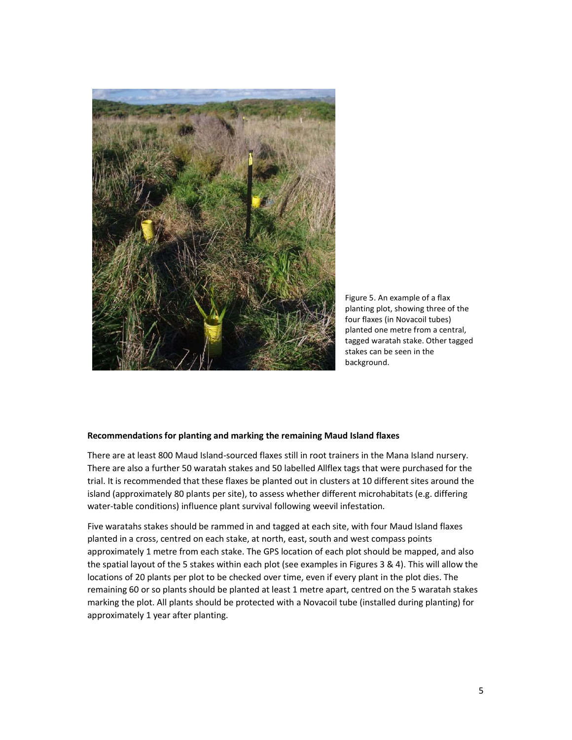Figure 5. An example of a flax planting plot, showing three of the four flaxes (in Novacoil tubes) planted one metre from a central, tagged waratah stake. Other tagged stakes can be seen in the background.

**Recommendations for planting and marking the remaining Maud Island flaxes**

There are at least 800 Maud Island-sourced flaxes still in root trainers in the Mana Island nursery. There are also a further 50 waratah stakes and 50 labelled Allflex tags that were purchased for the trial. It is recommended that these flaxes be planted out in clusters at 10 different sites around the island (approximately 80 plants per site), to assess whether different microhabitats (e.g. differing water-table conditions) influence plant survival following weevil infestation.

Five waratahs stakes should be rammed in and tagged at each site, with four Maud Island flaxes planted in a cross, centred on each stake, at north, east, south and west compass points approximately 1 metre from each stake. The GPS location of each plot should be mapped, and also the spatial layout of the 5 stakes within each plot (see examples in Figures 3 & 4). This will allow the locations of 20 plants per plot to be checked over time, even if every plant in the plot dies. The remaining 60 or so plants should be planted at least 1 metre apart, centred on the 5 waratah stakes marking the plot. All plants should be protected with a Novacoil tube (installed during planting) for approximately 1 year after planting.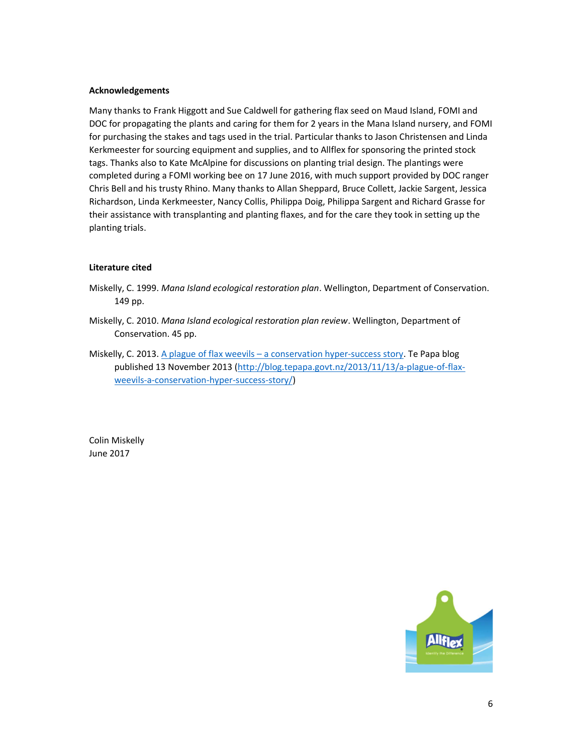**Acknowledgements**

Many thanks to Frank Higgott and Sue Caldwell for gathering flax seed on Maud Island, FOMI and DOC for propagating the plants and caring for them for 2 years in the Mana Island nursery, and FOMI for purchasing the stakes and tags used in the trial. Particular thanks to Jason Christensen and Linda Kerkmeester for sourcing equipment and supplies, and to Allflex for sponsoring the printed stock tags. Thanks also to Kate McAlpine for discussions on planting trial design. The plantings were completed during a FOMI working bee on 17 June 2016, with much support provided by DOC ranger Chris Bell and his trusty Rhino. Many thanks to Allan Sheppard, Bruce Collett, Jackie Sargent, Jessica Richardson, Linda Kerkmeester, Nancy Collis, Philippa Doig, Philippa Sargent and Richard Grasse for their assistance with transplanting and planting flaxes, and for the care they took in setting up the planting trials.

**Literature cited**

Miskelly, C. 1999. *Mana Island ecological restoration plan*. Wellington, Department of Conservation. 149 pp.

Miskelly, C. 2010. *Mana Island ecological restoration plan review*. Wellington, Department of Conservation. 45 pp.

Miskelly, C. 2013. [A plague of flax weevils – a conservation hyper-success story](http://blog.tepapa.govt.nz/2013/11/13/a-plague-of-flax-weevils-a-conservation-hyper-success-story/). Te Papa blog published 13 November 2013 (http://blog.tepapa.govt.nz/2013/11/13/a-plague-of-flax-weevils-a-conservation-hyper-success-story/)

Colin Miskelly
June 2017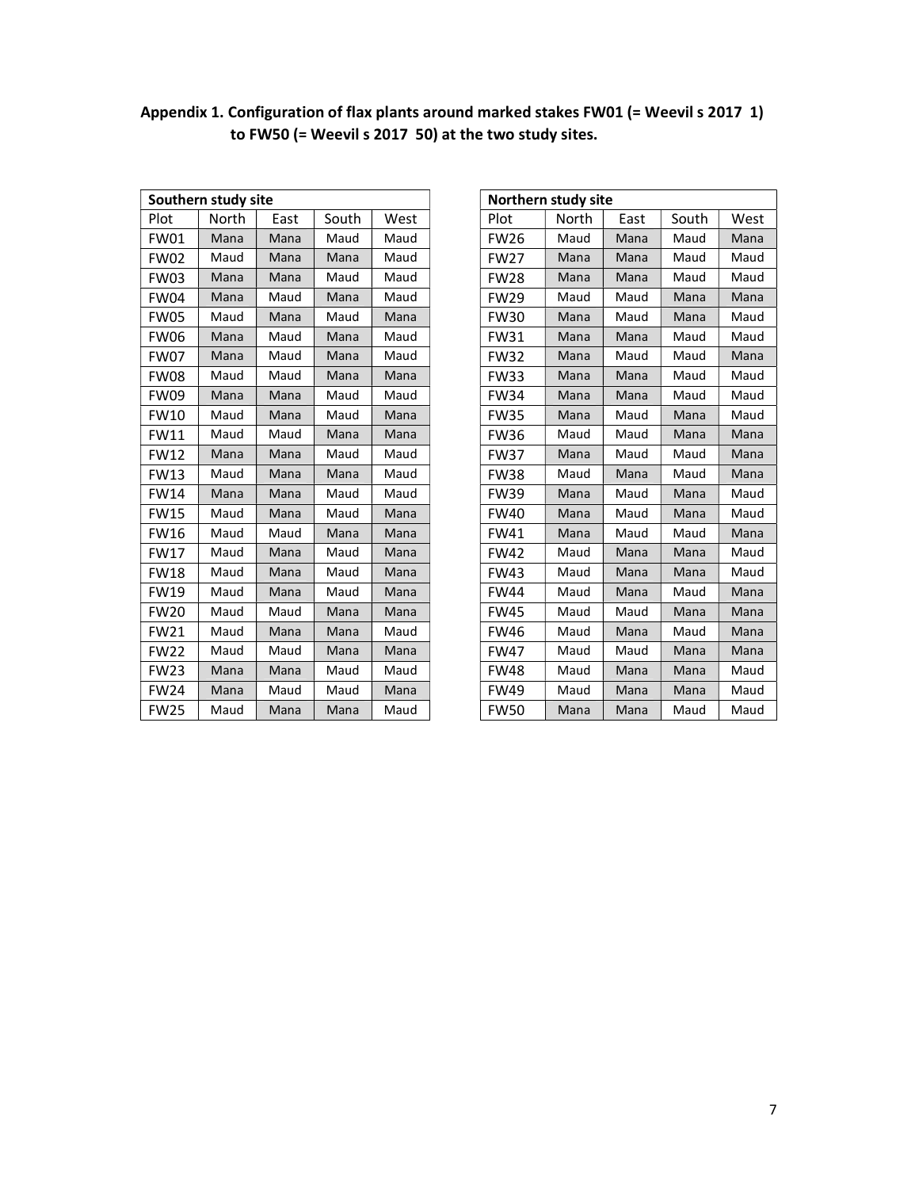**Appendix 1. Configuration of flax plants around marked stakes FW01 (= Weevil s 2017 1) to FW50 (= Weevil s 2017 50) at the two study sites.**

| Southern study site | | | | |
|---|---|---|---|---|
| Plot | North | East | South | West |
| FW01 | Mana | Mana | Maud | Maud |
| FW02 | Maud | Mana | Mana | Maud |
| FW03 | Mana | Mana | Maud | Maud |
| FW04 | Mana | Maud | Mana | Maud |
| FW05 | Maud | Mana | Maud | Mana |
| FW06 | Mana | Maud | Mana | Maud |
| FW07 | Mana | Maud | Mana | Maud |
| FW08 | Maud | Maud | Mana | Mana |
| FW09 | Mana | Mana | Maud | Maud |
| FW10 | Maud | Mana | Maud | Mana |
| FW11 | Maud | Maud | Mana | Mana |
| FW12 | Mana | Mana | Maud | Maud |
| FW13 | Maud | Mana | Mana | Maud |
| FW14 | Mana | Mana | Maud | Maud |
| FW15 | Maud | Mana | Maud | Mana |
| FW16 | Maud | Maud | Mana | Mana |
| FW17 | Maud | Mana | Maud | Mana |
| FW18 | Maud | Mana | Maud | Mana |
| FW19 | Maud | Mana | Maud | Mana |
| FW20 | Maud | Maud | Mana | Mana |
| FW21 | Maud | Mana | Mana | Maud |
| FW22 | Maud | Maud | Mana | Mana |
| FW23 | Mana | Mana | Maud | Maud |
| FW24 | Mana | Maud | Maud | Mana |
| FW25 | Maud | Mana | Mana | Maud |

| Northern study site | | | | |
|---|---|---|---|---|
| Plot | North | East | South | West |
| FW26 | Maud | Mana | Maud | Mana |
| FW27 | Mana | Mana | Maud | Maud |
| FW28 | Mana | Mana | Maud | Maud |
| FW29 | Maud | Maud | Mana | Mana |
| FW30 | Mana | Maud | Mana | Maud |
| FW31 | Mana | Mana | Maud | Maud |
| FW32 | Mana | Maud | Maud | Mana |
| FW33 | Mana | Mana | Maud | Maud |
| FW34 | Mana | Mana | Maud | Maud |
| FW35 | Mana | Maud | Mana | Maud |
| FW36 | Maud | Maud | Mana | Mana |
| FW37 | Mana | Maud | Maud | Mana |
| FW38 | Maud | Mana | Maud | Mana |
| FW39 | Mana | Maud | Mana | Maud |
| FW40 | Mana | Maud | Mana | Maud |
| FW41 | Mana | Maud | Maud | Mana |
| FW42 | Maud | Mana | Mana | Maud |
| FW43 | Maud | Mana | Mana | Maud |
| FW44 | Maud | Mana | Maud | Mana |
| FW45 | Maud | Maud | Mana | Mana |
| FW46 | Maud | Mana | Maud | Mana |
| FW47 | Maud | Maud | Mana | Mana |
| FW48 | Maud | Mana | Mana | Maud |
| FW49 | Maud | Mana | Mana | Maud |
| FW50 | Mana | Mana | Maud | Maud |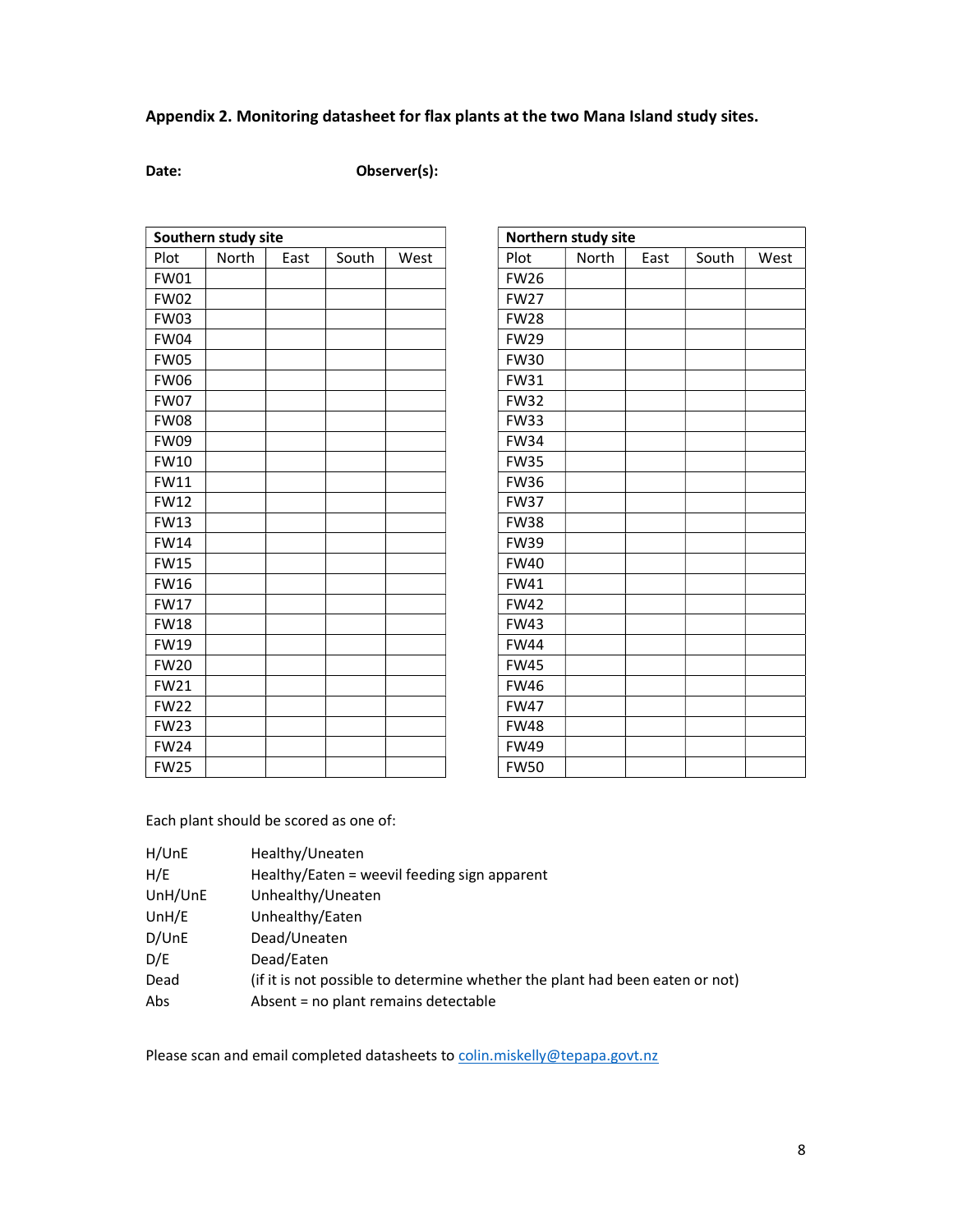**Appendix 2. Monitoring datasheet for flax plants at the two Mana Island study sites.**

**Date:** **Observer(s):**

| Southern study site | | | | |
|---|---|---|---|---|
| Plot | North | East | South | West |
| FW01 | | | | |
| FW02 | | | | |
| FW03 | | | | |
| FW04 | | | | |
| FW05 | | | | |
| FW06 | | | | |
| FW07 | | | | |
| FW08 | | | | |
| FW09 | | | | |
| FW10 | | | | |
| FW11 | | | | |
| FW12 | | | | |
| FW13 | | | | |
| FW14 | | | | |
| FW15 | | | | |
| FW16 | | | | |
| FW17 | | | | |
| FW18 | | | | |
| FW19 | | | | |
| FW20 | | | | |
| FW21 | | | | |
| FW22 | | | | |
| FW23 | | | | |
| FW24 | | | | |
| FW25 | | | | |

| Northern study site | | | | |
|---|---|---|---|---|
| Plot | North | East | South | West |
| FW26 | | | | |
| FW27 | | | | |
| FW28 | | | | |
| FW29 | | | | |
| FW30 | | | | |
| FW31 | | | | |
| FW32 | | | | |
| FW33 | | | | |
| FW34 | | | | |
| FW35 | | | | |
| FW36 | | | | |
| FW37 | | | | |
| FW38 | | | | |
| FW39 | | | | |
| FW40 | | | | |
| FW41 | | | | |
| FW42 | | | | |
| FW43 | | | | |
| FW44 | | | | |
| FW45 | | | | |
| FW46 | | | | |
| FW47 | | | | |
| FW48 | | | | |
| FW49 | | | | |
| FW50 | | | | |

Each plant should be scored as one of:

| | |
|---|---|
| H/UnE | Healthy/Uneaten |
| H/E | Healthy/Eaten = weevil feeding sign apparent |
| UnH/UnE | Unhealthy/Uneaten |
| UnH/E | Unhealthy/Eaten |
| D/UnE | Dead/Uneaten |
| D/E | Dead/Eaten |
| Dead | (if it is not possible to determine whether the plant had been eaten or not) |
| Abs | Absent = no plant remains detectable |

Please scan and email completed datasheets to colin.miskelly@tepapa.govt.nz